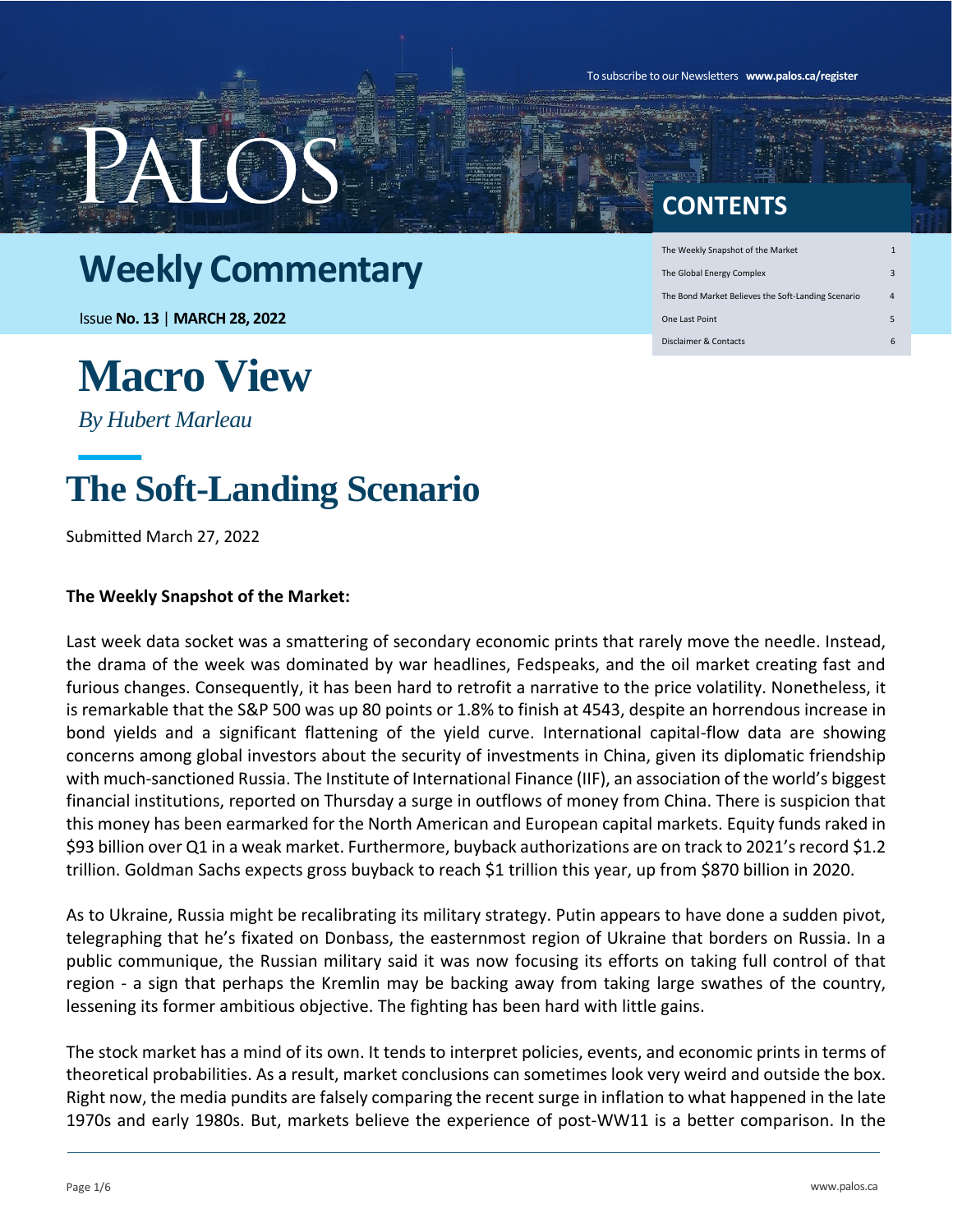To subscribe to our Newsletters **www.palos.ca/register**

PALOS

# Weekly Commentary

Issue **No. 13** | **MARCH 28, 2022**

## CONTENTS

| | |
|---|---|
| The Weekly Snapshot of the Market | 1 |
| The Global Energy Complex | 3 |
| The Bond Market Believes the Soft-Landing Scenario | 4 |
| One Last Point | 5 |
| Disclaimer & Contacts | 6 |

# Macro View

*By Hubert Marleau*

# The Soft-Landing Scenario

Submitted March 27, 2022

**The Weekly Snapshot of the Market:**

Last week data socket was a smattering of secondary economic prints that rarely move the needle. Instead, the drama of the week was dominated by war headlines, Fedspeaks, and the oil market creating fast and furious changes. Consequently, it has been hard to retrofit a narrative to the price volatility. Nonetheless, it is remarkable that the S&P 500 was up 80 points or 1.8% to finish at 4543, despite an horrendous increase in bond yields and a significant flattening of the yield curve. International capital-flow data are showing concerns among global investors about the security of investments in China, given its diplomatic friendship with much-sanctioned Russia. The Institute of International Finance (IIF), an association of the world's biggest financial institutions, reported on Thursday a surge in outflows of money from China. There is suspicion that this money has been earmarked for the North American and European capital markets. Equity funds raked in $93 billion over Q1 in a weak market. Furthermore, buyback authorizations are on track to 2021's record $1.2 trillion. Goldman Sachs expects gross buyback to reach $1 trillion this year, up from $870 billion in 2020.

As to Ukraine, Russia might be recalibrating its military strategy. Putin appears to have done a sudden pivot, telegraphing that he's fixated on Donbass, the easternmost region of Ukraine that borders on Russia. In a public communique, the Russian military said it was now focusing its efforts on taking full control of that region - a sign that perhaps the Kremlin may be backing away from taking large swathes of the country, lessening its former ambitious objective. The fighting has been hard with little gains.

The stock market has a mind of its own. It tends to interpret policies, events, and economic prints in terms of theoretical probabilities. As a result, market conclusions can sometimes look very weird and outside the box. Right now, the media pundits are falsely comparing the recent surge in inflation to what happened in the late 1970s and early 1980s. But, markets believe the experience of post-WW11 is a better comparison. In the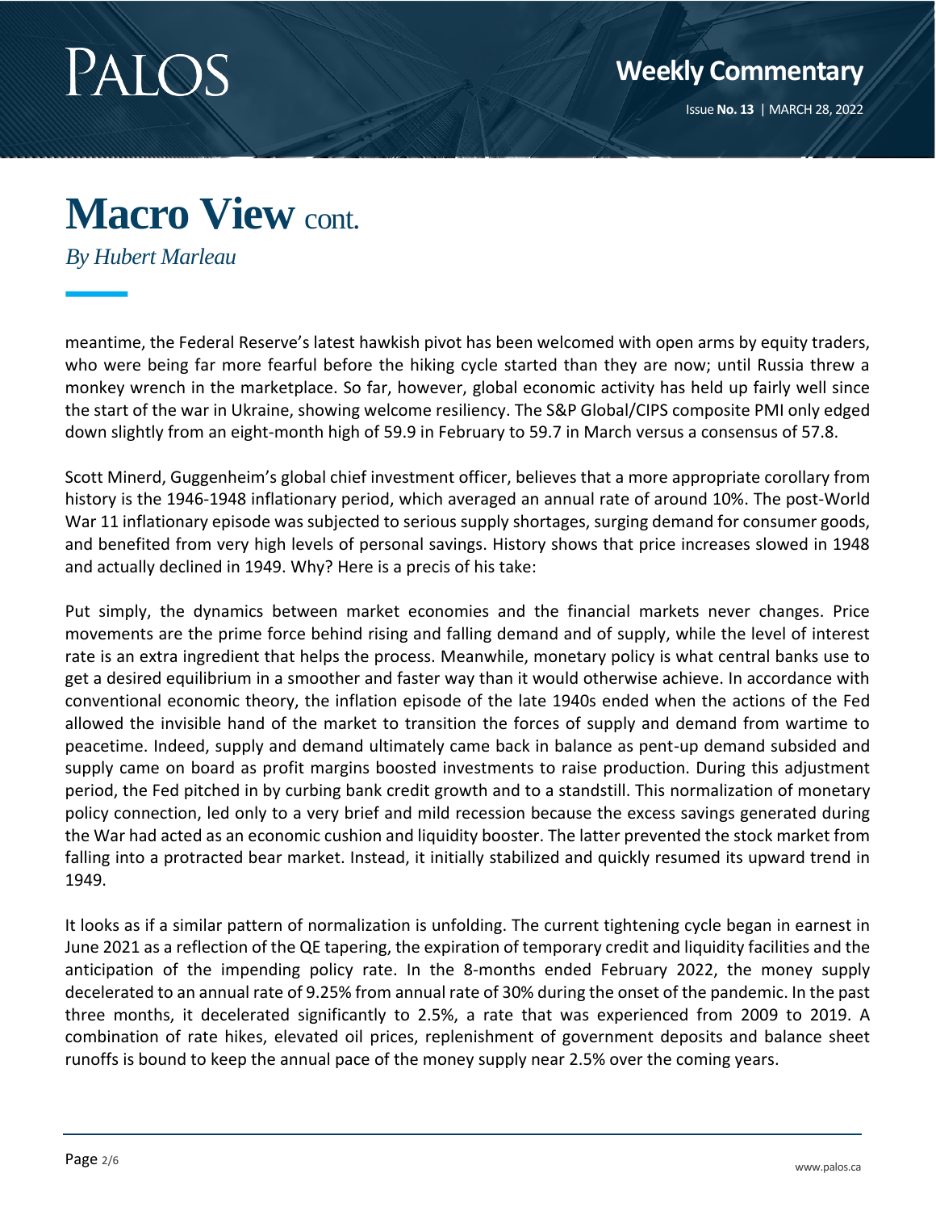# Macro View cont.

*By Hubert Marleau*

meantime, the Federal Reserve's latest hawkish pivot has been welcomed with open arms by equity traders, who were being far more fearful before the hiking cycle started than they are now; until Russia threw a monkey wrench in the marketplace. So far, however, global economic activity has held up fairly well since the start of the war in Ukraine, showing welcome resiliency. The S&P Global/CIPS composite PMI only edged down slightly from an eight-month high of 59.9 in February to 59.7 in March versus a consensus of 57.8.

Scott Minerd, Guggenheim's global chief investment officer, believes that a more appropriate corollary from history is the 1946-1948 inflationary period, which averaged an annual rate of around 10%. The post-World War 11 inflationary episode was subjected to serious supply shortages, surging demand for consumer goods, and benefited from very high levels of personal savings. History shows that price increases slowed in 1948 and actually declined in 1949. Why? Here is a precis of his take:

Put simply, the dynamics between market economies and the financial markets never changes. Price movements are the prime force behind rising and falling demand and of supply, while the level of interest rate is an extra ingredient that helps the process. Meanwhile, monetary policy is what central banks use to get a desired equilibrium in a smoother and faster way than it would otherwise achieve. In accordance with conventional economic theory, the inflation episode of the late 1940s ended when the actions of the Fed allowed the invisible hand of the market to transition the forces of supply and demand from wartime to peacetime. Indeed, supply and demand ultimately came back in balance as pent-up demand subsided and supply came on board as profit margins boosted investments to raise production. During this adjustment period, the Fed pitched in by curbing bank credit growth and to a standstill. This normalization of monetary policy connection, led only to a very brief and mild recession because the excess savings generated during the War had acted as an economic cushion and liquidity booster. The latter prevented the stock market from falling into a protracted bear market. Instead, it initially stabilized and quickly resumed its upward trend in 1949.

It looks as if a similar pattern of normalization is unfolding. The current tightening cycle began in earnest in June 2021 as a reflection of the QE tapering, the expiration of temporary credit and liquidity facilities and the anticipation of the impending policy rate. In the 8-months ended February 2022, the money supply decelerated to an annual rate of 9.25% from annual rate of 30% during the onset of the pandemic. In the past three months, it decelerated significantly to 2.5%, a rate that was experienced from 2009 to 2019. A combination of rate hikes, elevated oil prices, replenishment of government deposits and balance sheet runoffs is bound to keep the annual pace of the money supply near 2.5% over the coming years.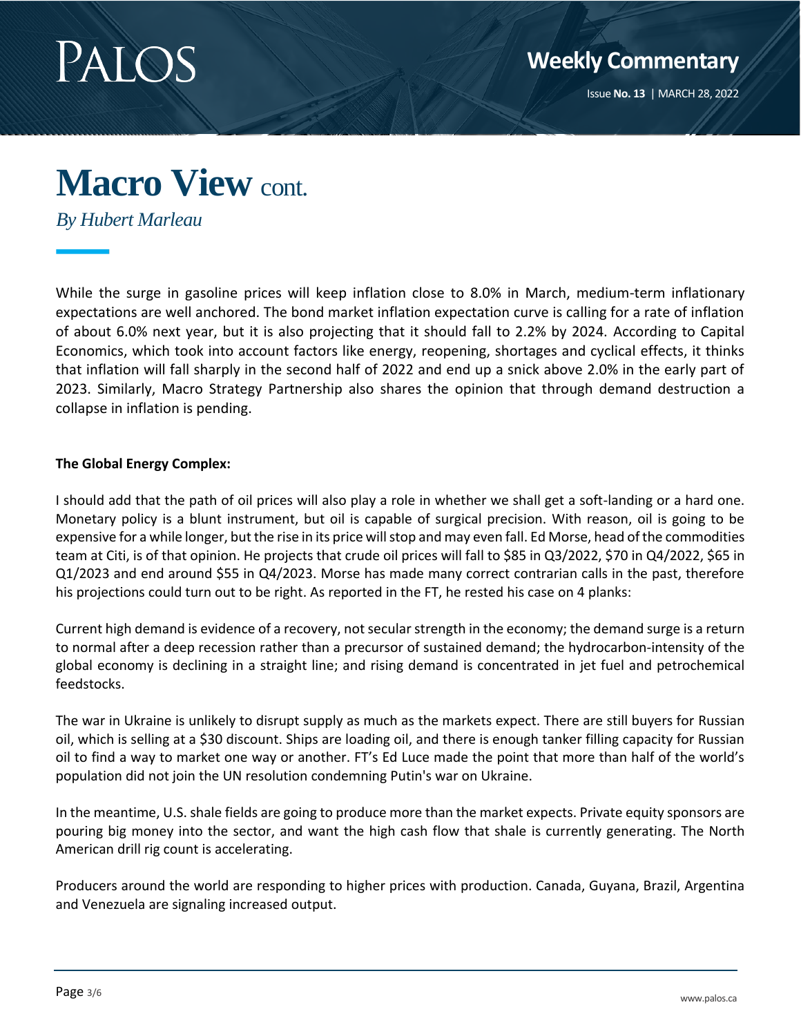# Macro View cont.

*By Hubert Marleau*

While the surge in gasoline prices will keep inflation close to 8.0% in March, medium-term inflationary expectations are well anchored. The bond market inflation expectation curve is calling for a rate of inflation of about 6.0% next year, but it is also projecting that it should fall to 2.2% by 2024. According to Capital Economics, which took into account factors like energy, reopening, shortages and cyclical effects, it thinks that inflation will fall sharply in the second half of 2022 and end up a snick above 2.0% in the early part of 2023. Similarly, Macro Strategy Partnership also shares the opinion that through demand destruction a collapse in inflation is pending.

**The Global Energy Complex:**

I should add that the path of oil prices will also play a role in whether we shall get a soft-landing or a hard one. Monetary policy is a blunt instrument, but oil is capable of surgical precision. With reason, oil is going to be expensive for a while longer, but the rise in its price will stop and may even fall. Ed Morse, head of the commodities team at Citi, is of that opinion. He projects that crude oil prices will fall to $85 in Q3/2022, $70 in Q4/2022, $65 in Q1/2023 and end around $55 in Q4/2023. Morse has made many correct contrarian calls in the past, therefore his projections could turn out to be right. As reported in the FT, he rested his case on 4 planks:

Current high demand is evidence of a recovery, not secular strength in the economy; the demand surge is a return to normal after a deep recession rather than a precursor of sustained demand; the hydrocarbon-intensity of the global economy is declining in a straight line; and rising demand is concentrated in jet fuel and petrochemical feedstocks.

The war in Ukraine is unlikely to disrupt supply as much as the markets expect. There are still buyers for Russian oil, which is selling at a $30 discount. Ships are loading oil, and there is enough tanker filling capacity for Russian oil to find a way to market one way or another. FT's Ed Luce made the point that more than half of the world's population did not join the UN resolution condemning Putin's war on Ukraine.

In the meantime, U.S. shale fields are going to produce more than the market expects. Private equity sponsors are pouring big money into the sector, and want the high cash flow that shale is currently generating. The North American drill rig count is accelerating.

Producers around the world are responding to higher prices with production. Canada, Guyana, Brazil, Argentina and Venezuela are signaling increased output.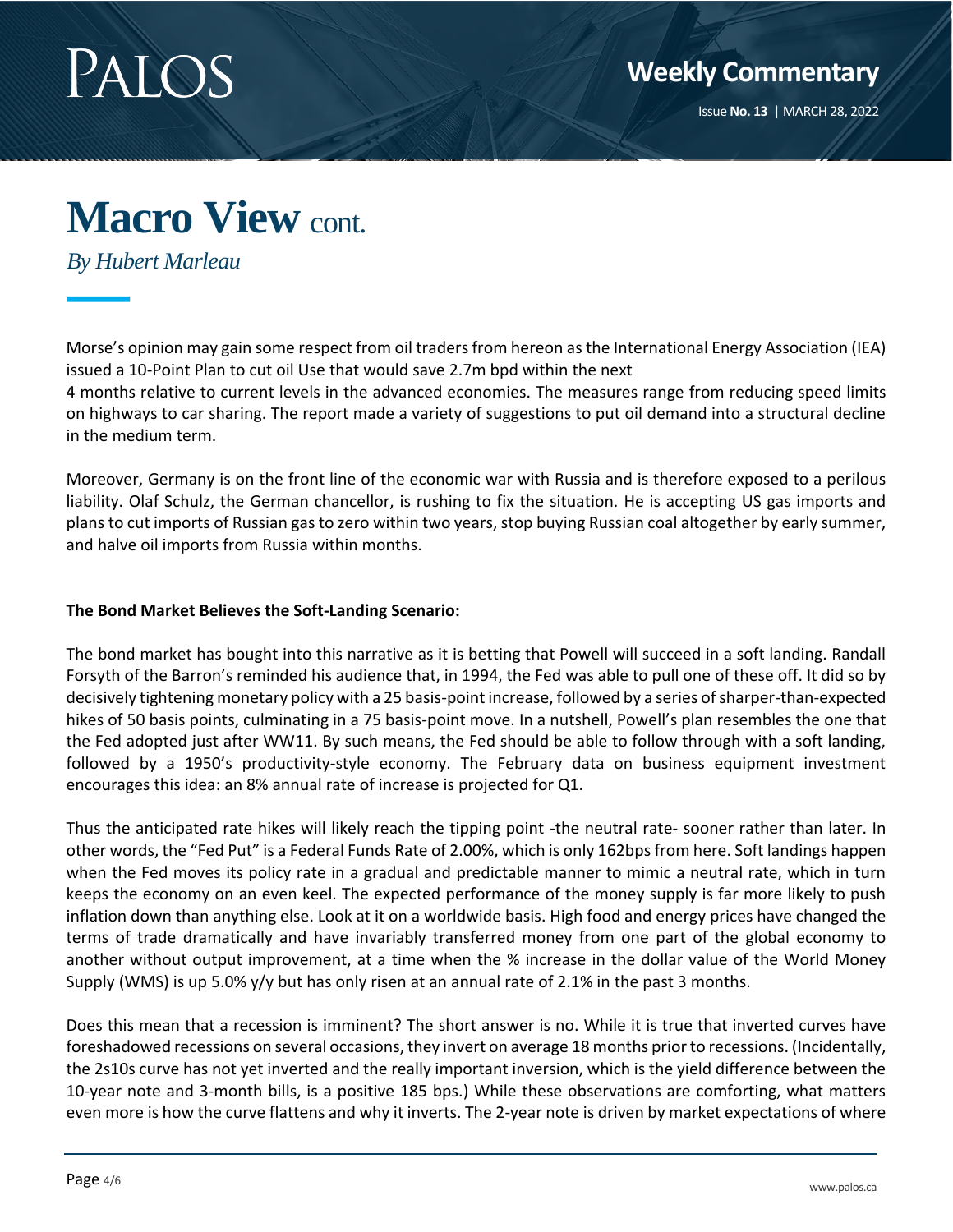# Macro View cont.

*By Hubert Marleau*

Morse's opinion may gain some respect from oil traders from hereon as the International Energy Association (IEA) issued a 10-Point Plan to cut oil Use that would save 2.7m bpd within the next 4 months relative to current levels in the advanced economies. The measures range from reducing speed limits on highways to car sharing. The report made a variety of suggestions to put oil demand into a structural decline in the medium term.

Moreover, Germany is on the front line of the economic war with Russia and is therefore exposed to a perilous liability. Olaf Schulz, the German chancellor, is rushing to fix the situation. He is accepting US gas imports and plans to cut imports of Russian gas to zero within two years, stop buying Russian coal altogether by early summer, and halve oil imports from Russia within months.

**The Bond Market Believes the Soft-Landing Scenario:**

The bond market has bought into this narrative as it is betting that Powell will succeed in a soft landing. Randall Forsyth of the Barron's reminded his audience that, in 1994, the Fed was able to pull one of these off. It did so by decisively tightening monetary policy with a 25 basis-point increase, followed by a series of sharper-than-expected hikes of 50 basis points, culminating in a 75 basis-point move. In a nutshell, Powell's plan resembles the one that the Fed adopted just after WW11. By such means, the Fed should be able to follow through with a soft landing, followed by a 1950's productivity-style economy. The February data on business equipment investment encourages this idea: an 8% annual rate of increase is projected for Q1.

Thus the anticipated rate hikes will likely reach the tipping point -the neutral rate- sooner rather than later. In other words, the "Fed Put" is a Federal Funds Rate of 2.00%, which is only 162bps from here. Soft landings happen when the Fed moves its policy rate in a gradual and predictable manner to mimic a neutral rate, which in turn keeps the economy on an even keel. The expected performance of the money supply is far more likely to push inflation down than anything else. Look at it on a worldwide basis. High food and energy prices have changed the terms of trade dramatically and have invariably transferred money from one part of the global economy to another without output improvement, at a time when the % increase in the dollar value of the World Money Supply (WMS) is up 5.0% y/y but has only risen at an annual rate of 2.1% in the past 3 months.

Does this mean that a recession is imminent? The short answer is no. While it is true that inverted curves have foreshadowed recessions on several occasions, they invert on average 18 months prior to recessions. (Incidentally, the 2s10s curve has not yet inverted and the really important inversion, which is the yield difference between the 10-year note and 3-month bills, is a positive 185 bps.) While these observations are comforting, what matters even more is how the curve flattens and why it inverts. The 2-year note is driven by market expectations of where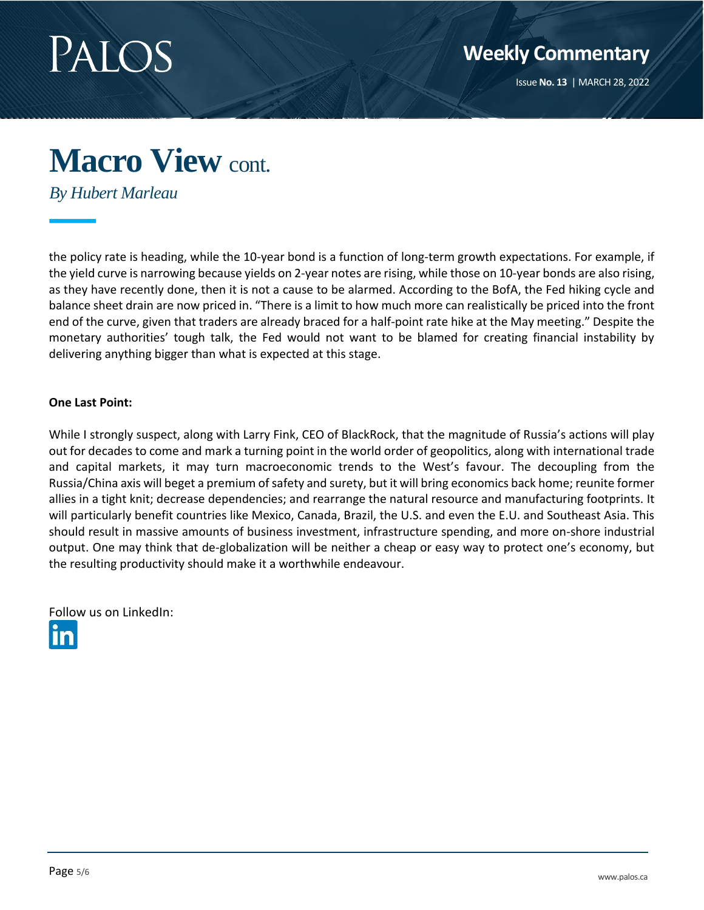# Macro View cont.

*By Hubert Marleau*

the policy rate is heading, while the 10-year bond is a function of long-term growth expectations. For example, if the yield curve is narrowing because yields on 2-year notes are rising, while those on 10-year bonds are also rising, as they have recently done, then it is not a cause to be alarmed. According to the BofA, the Fed hiking cycle and balance sheet drain are now priced in. "There is a limit to how much more can realistically be priced into the front end of the curve, given that traders are already braced for a half-point rate hike at the May meeting." Despite the monetary authorities' tough talk, the Fed would not want to be blamed for creating financial instability by delivering anything bigger than what is expected at this stage.

**One Last Point:**

While I strongly suspect, along with Larry Fink, CEO of BlackRock, that the magnitude of Russia's actions will play out for decades to come and mark a turning point in the world order of geopolitics, along with international trade and capital markets, it may turn macroeconomic trends to the West's favour. The decoupling from the Russia/China axis will beget a premium of safety and surety, but it will bring economics back home; reunite former allies in a tight knit; decrease dependencies; and rearrange the natural resource and manufacturing footprints. It will particularly benefit countries like Mexico, Canada, Brazil, the U.S. and even the E.U. and Southeast Asia. This should result in massive amounts of business investment, infrastructure spending, and more on-shore industrial output. One may think that de-globalization will be neither a cheap or easy way to protect one's economy, but the resulting productivity should make it a worthwhile endeavour.

Follow us on LinkedIn: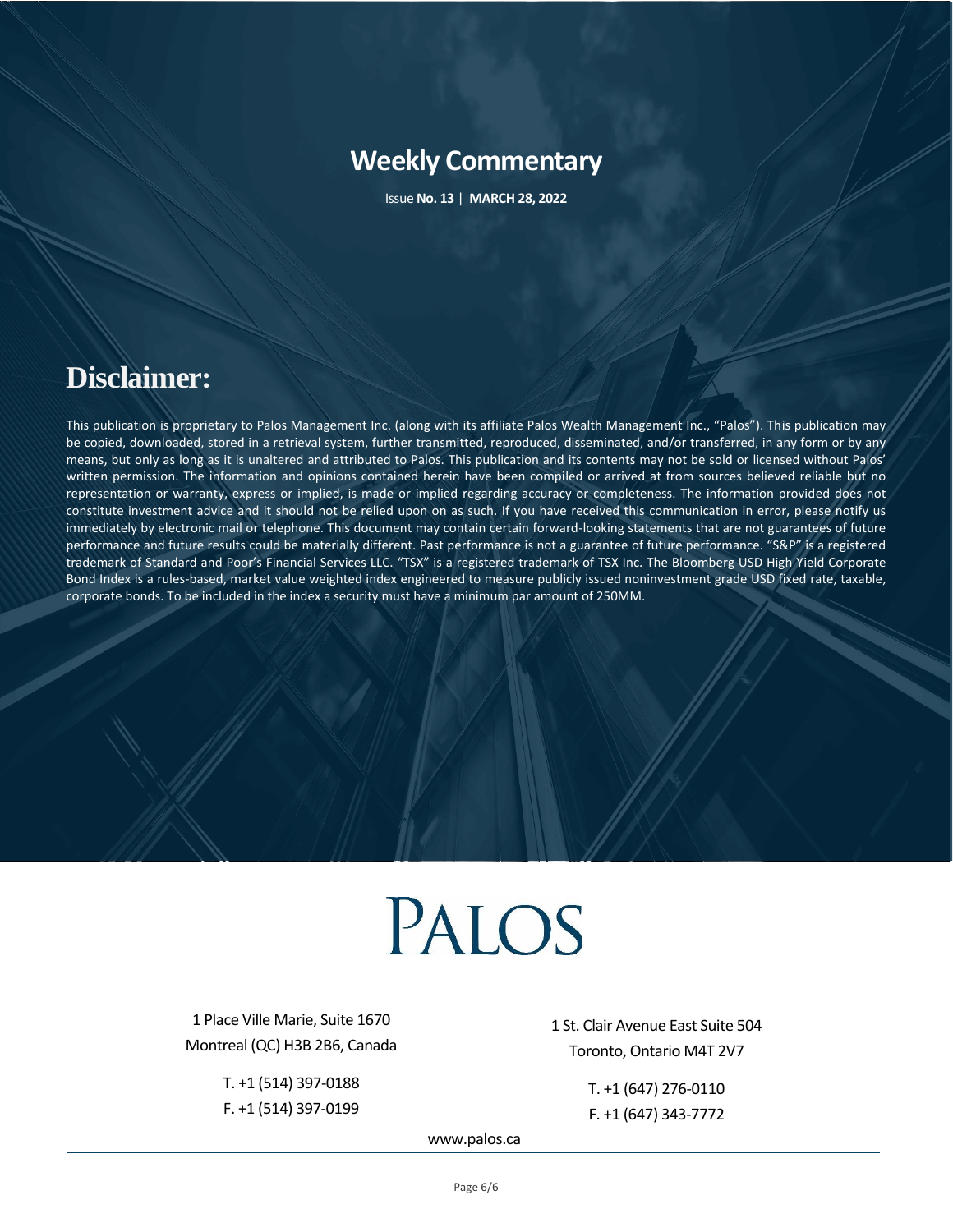# Weekly Commentary

Issue **No. 13** | **MARCH 28, 2022**

## Disclaimer:

This publication is proprietary to Palos Management Inc. (along with its affiliate Palos Wealth Management Inc., "Palos"). This publication may be copied, downloaded, stored in a retrieval system, further transmitted, reproduced, disseminated, and/or transferred, in any form or by any means, but only as long as it is unaltered and attributed to Palos. This publication and its contents may not be sold or licensed without Palos' written permission. The information and opinions contained herein have been compiled or arrived at from sources believed reliable but no representation or warranty, express or implied, is made or implied regarding accuracy or completeness. The information provided does not constitute investment advice and it should not be relied upon on as such. If you have received this communication in error, please notify us immediately by electronic mail or telephone. This document may contain certain forward-looking statements that are not guarantees of future performance and future results could be materially different. Past performance is not a guarantee of future performance. "S&P" is a registered trademark of Standard and Poor's Financial Services LLC. "TSX" is a registered trademark of TSX Inc. The Bloomberg USD High Yield Corporate Bond Index is a rules-based, market value weighted index engineered to measure publicly issued noninvestment grade USD fixed rate, taxable, corporate bonds. To be included in the index a security must have a minimum par amount of 250MM.

PALOS

1 Place Ville Marie, Suite 1670
Montreal (QC) H3B 2B6, Canada

T. +1 (514) 397-0188
F. +1 (514) 397-0199

1 St. Clair Avenue East Suite 504
Toronto, Ontario M4T 2V7

T. +1 (647) 276-0110
F. +1 (647) 343-7772

www.palos.ca